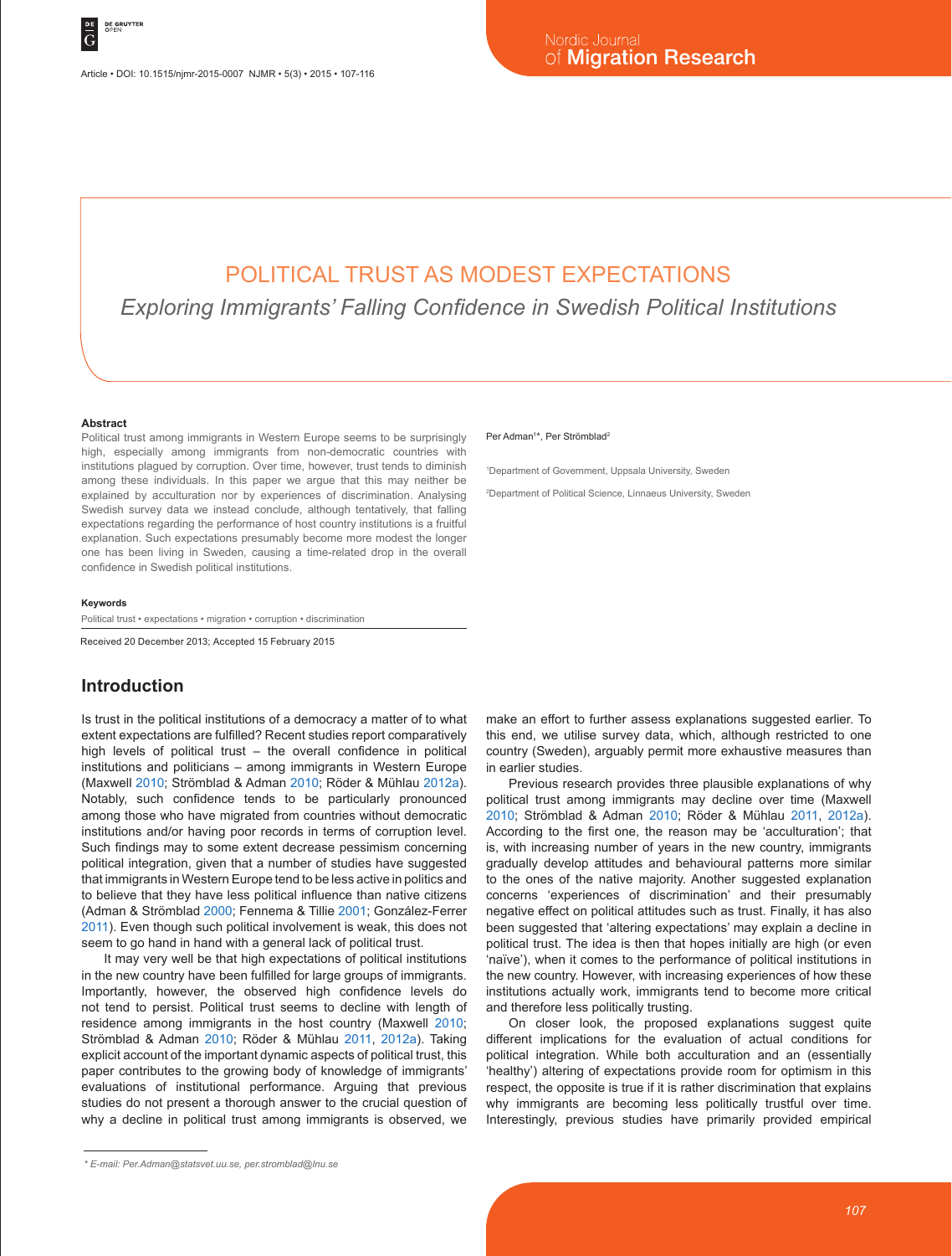# POLITICAL TRUST AS MODEST EXPECTATIONS

## *Exploring Immigrants' Falling Confidence in Swedish Political Institutions*

Per Adman[1]*, Per Strömblad[2]

[1]Department of Government, Uppsala University, Sweden

[2]Department of Political Science, Linnaeus University, Sweden

**Abstract**

Political trust among immigrants in Western Europe seems to be surprisingly high, especially among immigrants from non-democratic countries with institutions plagued by corruption. Over time, however, trust tends to diminish among these individuals. In this paper we argue that this may neither be explained by acculturation nor by experiences of discrimination. Analysing Swedish survey data we instead conclude, although tentatively, that falling expectations regarding the performance of host country institutions is a fruitful explanation. Such expectations presumably become more modest the longer one has been living in Sweden, causing a time-related drop in the overall confidence in Swedish political institutions.

**Keywords**

Political trust • expectations • migration • corruption • discrimination

Received 20 December 2013; Accepted 15 February 2015

## Introduction

Is trust in the political institutions of a democracy a matter of to what extent expectations are fulfilled? Recent studies report comparatively high levels of political trust – the overall confidence in political institutions and politicians – among immigrants in Western Europe (Maxwell 2010; Strömblad & Adman 2010; Röder & Mühlau 2012a). Notably, such confidence tends to be particularly pronounced among those who have migrated from countries without democratic institutions and/or having poor records in terms of corruption level. Such findings may to some extent decrease pessimism concerning political integration, given that a number of studies have suggested that immigrants in Western Europe tend to be less active in politics and to believe that they have less political influence than native citizens (Adman & Strömblad 2000; Fennema & Tillie 2001; González-Ferrer 2011). Even though such political involvement is weak, this does not seem to go hand in hand with a general lack of political trust.

It may very well be that high expectations of political institutions in the new country have been fulfilled for large groups of immigrants. Importantly, however, the observed high confidence levels do not tend to persist. Political trust seems to decline with length of residence among immigrants in the host country (Maxwell 2010; Strömblad & Adman 2010; Röder & Mühlau 2011, 2012a). Taking explicit account of the important dynamic aspects of political trust, this paper contributes to the growing body of knowledge of immigrants' evaluations of institutional performance. Arguing that previous studies do not present a thorough answer to the crucial question of why a decline in political trust among immigrants is observed, we make an effort to further assess explanations suggested earlier. To this end, we utilise survey data, which, although restricted to one country (Sweden), arguably permit more exhaustive measures than in earlier studies.

Previous research provides three plausible explanations of why political trust among immigrants may decline over time (Maxwell 2010; Strömblad & Adman 2010; Röder & Mühlau 2011, 2012a). According to the first one, the reason may be 'acculturation'; that is, with increasing number of years in the new country, immigrants gradually develop attitudes and behavioural patterns more similar to the ones of the native majority. Another suggested explanation concerns 'experiences of discrimination' and their presumably negative effect on political attitudes such as trust. Finally, it has also been suggested that 'altering expectations' may explain a decline in political trust. The idea is then that hopes initially are high (or even 'naïve'), when it comes to the performance of political institutions in the new country. However, with increasing experiences of how these institutions actually work, immigrants tend to become more critical and therefore less politically trusting.

On closer look, the proposed explanations suggest quite different implications for the evaluation of actual conditions for political integration. While both acculturation and an (essentially 'healthy') altering of expectations provide room for optimism in this respect, the opposite is true if it is rather discrimination that explains why immigrants are becoming less politically trustful over time. Interestingly, previous studies have primarily provided empirical

\* E-mail: Per.Adman@statsvet.uu.se, per.stromblad@lnu.se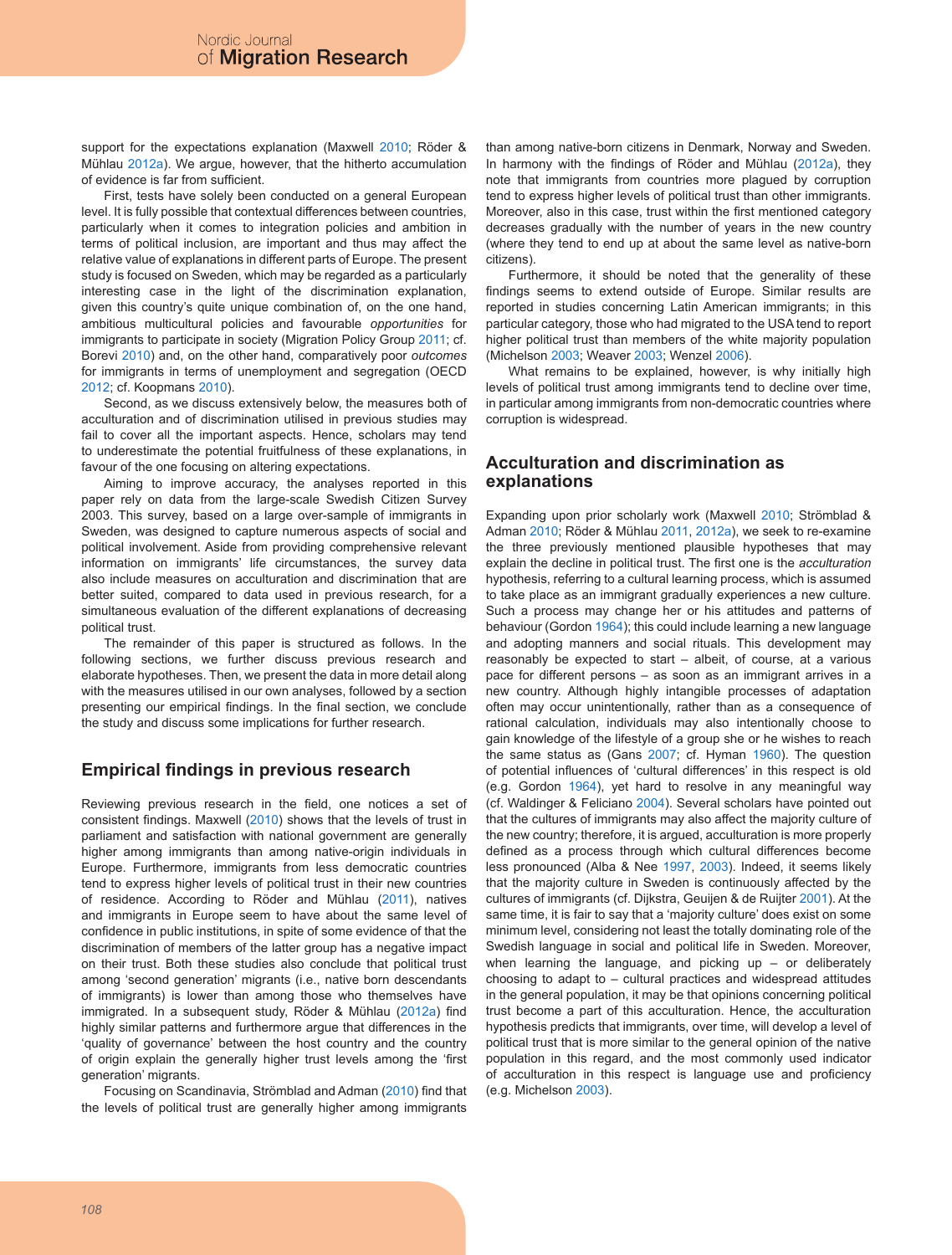support for the expectations explanation (Maxwell 2010; Röder & Mühlau 2012a). We argue, however, that the hitherto accumulation of evidence is far from sufficient.

First, tests have solely been conducted on a general European level. It is fully possible that contextual differences between countries, particularly when it comes to integration policies and ambition in terms of political inclusion, are important and thus may affect the relative value of explanations in different parts of Europe. The present study is focused on Sweden, which may be regarded as a particularly interesting case in the light of the discrimination explanation, given this country's quite unique combination of, on the one hand, ambitious multicultural policies and favourable *opportunities* for immigrants to participate in society (Migration Policy Group 2011; cf. Borevi 2010) and, on the other hand, comparatively poor *outcomes* for immigrants in terms of unemployment and segregation (OECD 2012; cf. Koopmans 2010).

Second, as we discuss extensively below, the measures both of acculturation and of discrimination utilised in previous studies may fail to cover all the important aspects. Hence, scholars may tend to underestimate the potential fruitfulness of these explanations, in favour of the one focusing on altering expectations.

Aiming to improve accuracy, the analyses reported in this paper rely on data from the large-scale Swedish Citizen Survey 2003. This survey, based on a large over-sample of immigrants in Sweden, was designed to capture numerous aspects of social and political involvement. Aside from providing comprehensive relevant information on immigrants' life circumstances, the survey data also include measures on acculturation and discrimination that are better suited, compared to data used in previous research, for a simultaneous evaluation of the different explanations of decreasing political trust.

The remainder of this paper is structured as follows. In the following sections, we further discuss previous research and elaborate hypotheses. Then, we present the data in more detail along with the measures utilised in our own analyses, followed by a section presenting our empirical findings. In the final section, we conclude the study and discuss some implications for further research.

## Empirical findings in previous research

Reviewing previous research in the field, one notices a set of consistent findings. Maxwell (2010) shows that the levels of trust in parliament and satisfaction with national government are generally higher among immigrants than among native-origin individuals in Europe. Furthermore, immigrants from less democratic countries tend to express higher levels of political trust in their new countries of residence. According to Röder and Mühlau (2011), natives and immigrants in Europe seem to have about the same level of confidence in public institutions, in spite of some evidence of that the discrimination of members of the latter group has a negative impact on their trust. Both these studies also conclude that political trust among 'second generation' migrants (i.e., native born descendants of immigrants) is lower than among those who themselves have immigrated. In a subsequent study, Röder & Mühlau (2012a) find highly similar patterns and furthermore argue that differences in the 'quality of governance' between the host country and the country of origin explain the generally higher trust levels among the 'first generation' migrants.

Focusing on Scandinavia, Strömblad and Adman (2010) find that the levels of political trust are generally higher among immigrants than among native-born citizens in Denmark, Norway and Sweden. In harmony with the findings of Röder and Mühlau (2012a), they note that immigrants from countries more plagued by corruption tend to express higher levels of political trust than other immigrants. Moreover, also in this case, trust within the first mentioned category decreases gradually with the number of years in the new country (where they tend to end up at about the same level as native-born citizens).

Furthermore, it should be noted that the generality of these findings seems to extend outside of Europe. Similar results are reported in studies concerning Latin American immigrants; in this particular category, those who had migrated to the USA tend to report higher political trust than members of the white majority population (Michelson 2003; Weaver 2003; Wenzel 2006).

What remains to be explained, however, is why initially high levels of political trust among immigrants tend to decline over time, in particular among immigrants from non-democratic countries where corruption is widespread.

## Acculturation and discrimination as explanations

Expanding upon prior scholarly work (Maxwell 2010; Strömblad & Adman 2010; Röder & Mühlau 2011, 2012a), we seek to re-examine the three previously mentioned plausible hypotheses that may explain the decline in political trust. The first one is the *acculturation* hypothesis, referring to a cultural learning process, which is assumed to take place as an immigrant gradually experiences a new culture. Such a process may change her or his attitudes and patterns of behaviour (Gordon 1964); this could include learning a new language and adopting manners and social rituals. This development may reasonably be expected to start – albeit, of course, at a various pace for different persons – as soon as an immigrant arrives in a new country. Although highly intangible processes of adaptation often may occur unintentionally, rather than as a consequence of rational calculation, individuals may also intentionally choose to gain knowledge of the lifestyle of a group she or he wishes to reach the same status as (Gans 2007; cf. Hyman 1960). The question of potential influences of 'cultural differences' in this respect is old (e.g. Gordon 1964), yet hard to resolve in any meaningful way (cf. Waldinger & Feliciano 2004). Several scholars have pointed out that the cultures of immigrants may also affect the majority culture of the new country; therefore, it is argued, acculturation is more properly defined as a process through which cultural differences become less pronounced (Alba & Nee 1997, 2003). Indeed, it seems likely that the majority culture in Sweden is continuously affected by the cultures of immigrants (cf. Dijkstra, Geuijen & de Ruijter 2001). At the same time, it is fair to say that a 'majority culture' does exist on some minimum level, considering not least the totally dominating role of the Swedish language in social and political life in Sweden. Moreover, when learning the language, and picking up – or deliberately choosing to adapt to – cultural practices and widespread attitudes in the general population, it may be that opinions concerning political trust become a part of this acculturation. Hence, the acculturation hypothesis predicts that immigrants, over time, will develop a level of political trust that is more similar to the general opinion of the native population in this regard, and the most commonly used indicator of acculturation in this respect is language use and proficiency (e.g. Michelson 2003).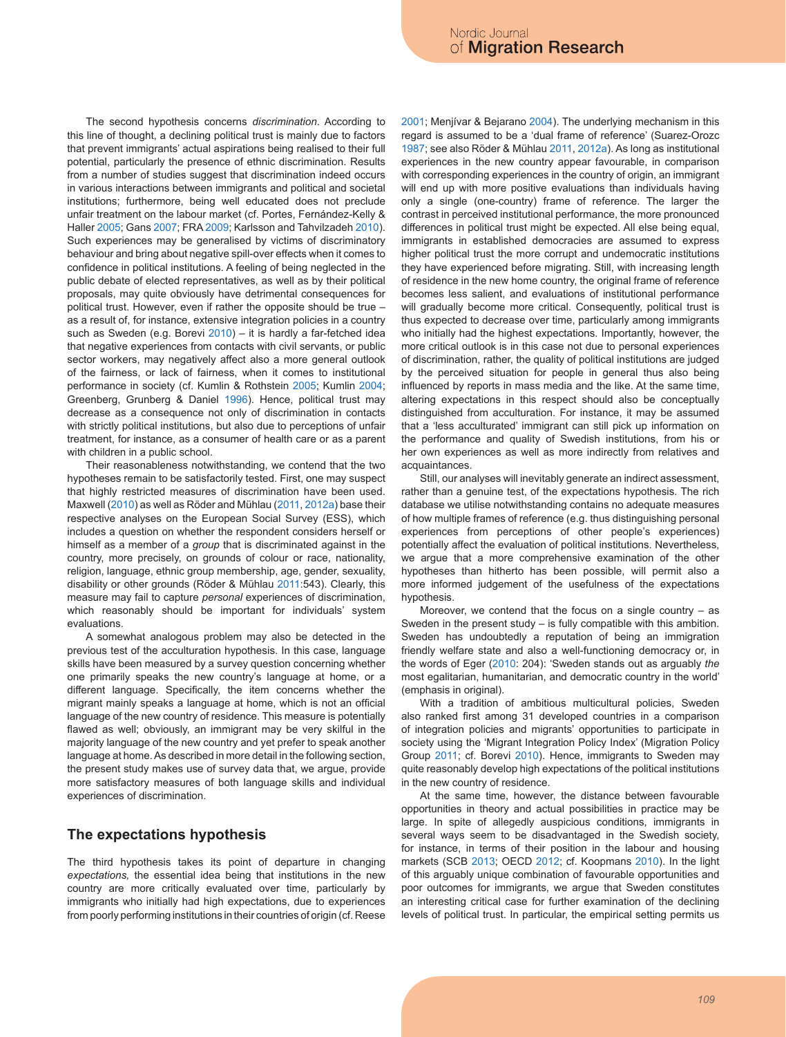The second hypothesis concerns *discrimination*. According to this line of thought, a declining political trust is mainly due to factors that prevent immigrants' actual aspirations being realised to their full potential, particularly the presence of ethnic discrimination. Results from a number of studies suggest that discrimination indeed occurs in various interactions between immigrants and political and societal institutions; furthermore, being well educated does not preclude unfair treatment on the labour market (cf. Portes, Fernández-Kelly & Haller 2005; Gans 2007; FRA 2009; Karlsson and Tahvilzadeh 2010). Such experiences may be generalised by victims of discriminatory behaviour and bring about negative spill-over effects when it comes to confidence in political institutions. A feeling of being neglected in the public debate of elected representatives, as well as by their political proposals, may quite obviously have detrimental consequences for political trust. However, even if rather the opposite should be true – as a result of, for instance, extensive integration policies in a country such as Sweden (e.g. Borevi 2010) – it is hardly a far-fetched idea that negative experiences from contacts with civil servants, or public sector workers, may negatively affect also a more general outlook of the fairness, or lack of fairness, when it comes to institutional performance in society (cf. Kumlin & Rothstein 2005; Kumlin 2004; Greenberg, Grunberg & Daniel 1996). Hence, political trust may decrease as a consequence not only of discrimination in contacts with strictly political institutions, but also due to perceptions of unfair treatment, for instance, as a consumer of health care or as a parent with children in a public school.

Their reasonableness notwithstanding, we contend that the two hypotheses remain to be satisfactorily tested. First, one may suspect that highly restricted measures of discrimination have been used. Maxwell (2010) as well as Röder and Mühlau (2011, 2012a) base their respective analyses on the European Social Survey (ESS), which includes a question on whether the respondent considers herself or himself as a member of a *group* that is discriminated against in the country, more precisely, on grounds of colour or race, nationality, religion, language, ethnic group membership, age, gender, sexuality, disability or other grounds (Röder & Mühlau 2011:543). Clearly, this measure may fail to capture *personal* experiences of discrimination, which reasonably should be important for individuals' system evaluations.

A somewhat analogous problem may also be detected in the previous test of the acculturation hypothesis. In this case, language skills have been measured by a survey question concerning whether one primarily speaks the new country's language at home, or a different language. Specifically, the item concerns whether the migrant mainly speaks a language at home, which is not an official language of the new country of residence. This measure is potentially flawed as well; obviously, an immigrant may be very skilful in the majority language of the new country and yet prefer to speak another language at home. As described in more detail in the following section, the present study makes use of survey data that, we argue, provide more satisfactory measures of both language skills and individual experiences of discrimination.

## The expectations hypothesis

The third hypothesis takes its point of departure in changing *expectations,* the essential idea being that institutions in the new country are more critically evaluated over time, particularly by immigrants who initially had high expectations, due to experiences from poorly performing institutions in their countries of origin (cf. Reese 2001; Menjívar & Bejarano 2004). The underlying mechanism in this regard is assumed to be a 'dual frame of reference' (Suarez-Orozc 1987; see also Röder & Mühlau 2011, 2012a). As long as institutional experiences in the new country appear favourable, in comparison with corresponding experiences in the country of origin, an immigrant will end up with more positive evaluations than individuals having only a single (one-country) frame of reference. The larger the contrast in perceived institutional performance, the more pronounced differences in political trust might be expected. All else being equal, immigrants in established democracies are assumed to express higher political trust the more corrupt and undemocratic institutions they have experienced before migrating. Still, with increasing length of residence in the new home country, the original frame of reference becomes less salient, and evaluations of institutional performance will gradually become more critical. Consequently, political trust is thus expected to decrease over time, particularly among immigrants who initially had the highest expectations. Importantly, however, the more critical outlook is in this case not due to personal experiences of discrimination, rather, the quality of political institutions are judged by the perceived situation for people in general thus also being influenced by reports in mass media and the like. At the same time, altering expectations in this respect should also be conceptually distinguished from acculturation. For instance, it may be assumed that a 'less acculturated' immigrant can still pick up information on the performance and quality of Swedish institutions, from his or her own experiences as well as more indirectly from relatives and acquaintances.

Still, our analyses will inevitably generate an indirect assessment, rather than a genuine test, of the expectations hypothesis. The rich database we utilise notwithstanding contains no adequate measures of how multiple frames of reference (e.g. thus distinguishing personal experiences from perceptions of other people's experiences) potentially affect the evaluation of political institutions. Nevertheless, we argue that a more comprehensive examination of the other hypotheses than hitherto has been possible, will permit also a more informed judgement of the usefulness of the expectations hypothesis.

Moreover, we contend that the focus on a single country – as Sweden in the present study – is fully compatible with this ambition. Sweden has undoubtedly a reputation of being an immigration friendly welfare state and also a well-functioning democracy or, in the words of Eger (2010: 204): 'Sweden stands out as arguably *the* most egalitarian, humanitarian, and democratic country in the world' (emphasis in original).

With a tradition of ambitious multicultural policies, Sweden also ranked first among 31 developed countries in a comparison of integration policies and migrants' opportunities to participate in society using the 'Migrant Integration Policy Index' (Migration Policy Group 2011; cf. Borevi 2010). Hence, immigrants to Sweden may quite reasonably develop high expectations of the political institutions in the new country of residence.

At the same time, however, the distance between favourable opportunities in theory and actual possibilities in practice may be large. In spite of allegedly auspicious conditions, immigrants in several ways seem to be disadvantaged in the Swedish society, for instance, in terms of their position in the labour and housing markets (SCB 2013; OECD 2012; cf. Koopmans 2010). In the light of this arguably unique combination of favourable opportunities and poor outcomes for immigrants, we argue that Sweden constitutes an interesting critical case for further examination of the declining levels of political trust. In particular, the empirical setting permits us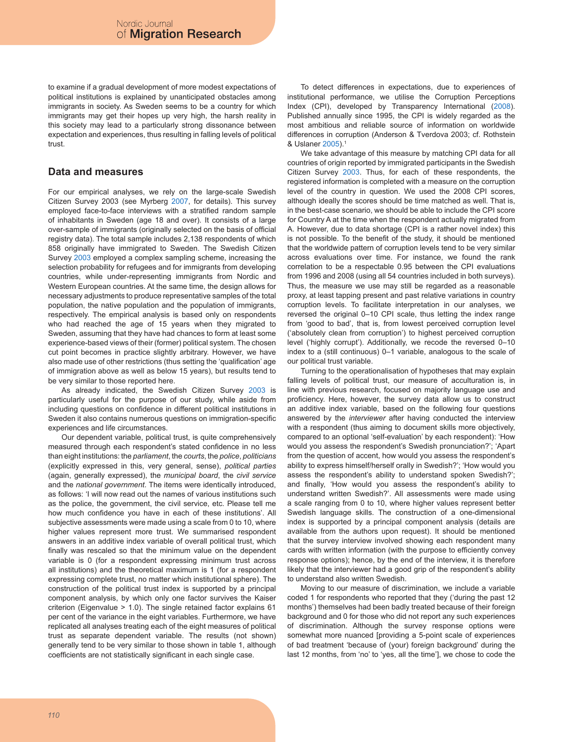to examine if a gradual development of more modest expectations of political institutions is explained by unanticipated obstacles among immigrants in society. As Sweden seems to be a country for which immigrants may get their hopes up very high, the harsh reality in this society may lead to a particularly strong dissonance between expectation and experiences, thus resulting in falling levels of political trust.

## Data and measures

For our empirical analyses, we rely on the large-scale Swedish Citizen Survey 2003 (see Myrberg 2007, for details). This survey employed face-to-face interviews with a stratified random sample of inhabitants in Sweden (age 18 and over). It consists of a large over-sample of immigrants (originally selected on the basis of official registry data). The total sample includes 2,138 respondents of which 858 originally have immigrated to Sweden. The Swedish Citizen Survey 2003 employed a complex sampling scheme, increasing the selection probability for refugees and for immigrants from developing countries, while under-representing immigrants from Nordic and Western European countries. At the same time, the design allows for necessary adjustments to produce representative samples of the total population, the native population and the population of immigrants, respectively. The empirical analysis is based only on respondents who had reached the age of 15 years when they migrated to Sweden, assuming that they have had chances to form at least some experience-based views of their (former) political system. The chosen cut point becomes in practice slightly arbitrary. However, we have also made use of other restrictions (thus setting the 'qualification' age of immigration above as well as below 15 years), but results tend to be very similar to those reported here.

As already indicated, the Swedish Citizen Survey 2003 is particularly useful for the purpose of our study, while aside from including questions on confidence in different political institutions in Sweden it also contains numerous questions on immigration-specific experiences and life circumstances.

Our dependent variable, political trust, is quite comprehensively measured through each respondent's stated confidence in no less than eight institutions: the *parliament*, the *courts*, the *police*, *politicians* (explicitly expressed in this, very general, sense), *political parties* (again, generally expressed), the *municipal board*, the *civil service* and the *national government*. The items were identically introduced, as follows: 'I will now read out the names of various institutions such as the police, the government, the civil service, etc. Please tell me how much confidence you have in each of these institutions'. All subjective assessments were made using a scale from 0 to 10, where higher values represent more trust. We summarised respondent answers in an additive index variable of overall political trust, which finally was rescaled so that the minimum value on the dependent variable is 0 (for a respondent expressing minimum trust across all institutions) and the theoretical maximum is 1 (for a respondent expressing complete trust, no matter which institutional sphere). The construction of the political trust index is supported by a principal component analysis, by which only one factor survives the Kaiser criterion (Eigenvalue > 1.0). The single retained factor explains 61 per cent of the variance in the eight variables. Furthermore, we have replicated all analyses treating each of the eight measures of political trust as separate dependent variable. The results (not shown) generally tend to be very similar to those shown in table 1, although coefficients are not statistically significant in each single case.

To detect differences in expectations, due to experiences of institutional performance, we utilise the Corruption Perceptions Index (CPI), developed by Transparency International (2008). Published annually since 1995, the CPI is widely regarded as the most ambitious and reliable source of information on worldwide differences in corruption (Anderson & Tverdova 2003; cf. Rothstein & Uslaner 2005).[1]

We take advantage of this measure by matching CPI data for all countries of origin reported by immigrated participants in the Swedish Citizen Survey 2003. Thus, for each of these respondents, the registered information is completed with a measure on the corruption level of the country in question. We used the 2008 CPI scores, although ideally the scores should be time matched as well. That is, in the best-case scenario, we should be able to include the CPI score for Country A at the time when the respondent actually migrated from A. However, due to data shortage (CPI is a rather novel index) this is not possible. To the benefit of the study, it should be mentioned that the worldwide pattern of corruption levels tend to be very similar across evaluations over time. For instance, we found the rank correlation to be a respectable 0.95 between the CPI evaluations from 1996 and 2008 (using all 54 countries included in both surveys). Thus, the measure we use may still be regarded as a reasonable proxy, at least tapping present and past relative variations in country corruption levels. To facilitate interpretation in our analyses, we reversed the original 0–10 CPI scale, thus letting the index range from 'good to bad', that is, from lowest perceived corruption level ('absolutely clean from corruption') to highest perceived corruption level ('highly corrupt'). Additionally, we recode the reversed 0–10 index to a (still continuous) 0–1 variable, analogous to the scale of our political trust variable.

Turning to the operationalisation of hypotheses that may explain falling levels of political trust, our measure of acculturation is, in line with previous research, focused on majority language use and proficiency. Here, however, the survey data allow us to construct an additive index variable, based on the following four questions answered by the *interviewer* after having conducted the interview with a respondent (thus aiming to document skills more objectively, compared to an optional 'self-evaluation' by each respondent): 'How would you assess the respondent's Swedish pronunciation?'; 'Apart from the question of accent, how would you assess the respondent's ability to express himself/herself orally in Swedish?'; 'How would you assess the respondent's ability to understand spoken Swedish?'; and finally, 'How would you assess the respondent's ability to understand written Swedish?'. All assessments were made using a scale ranging from 0 to 10, where higher values represent better Swedish language skills. The construction of a one-dimensional index is supported by a principal component analysis (details are available from the authors upon request). It should be mentioned that the survey interview involved showing each respondent many cards with written information (with the purpose to efficiently convey response options); hence, by the end of the interview, it is therefore likely that the interviewer had a good grip of the respondent's ability to understand also written Swedish.

Moving to our measure of discrimination, we include a variable coded 1 for respondents who reported that they ('during the past 12 months') themselves had been badly treated because of their foreign background and 0 for those who did not report any such experiences of discrimination. Although the survey response options were somewhat more nuanced [providing a 5-point scale of experiences of bad treatment 'because of (your) foreign background' during the last 12 months, from 'no' to 'yes, all the time'], we chose to code the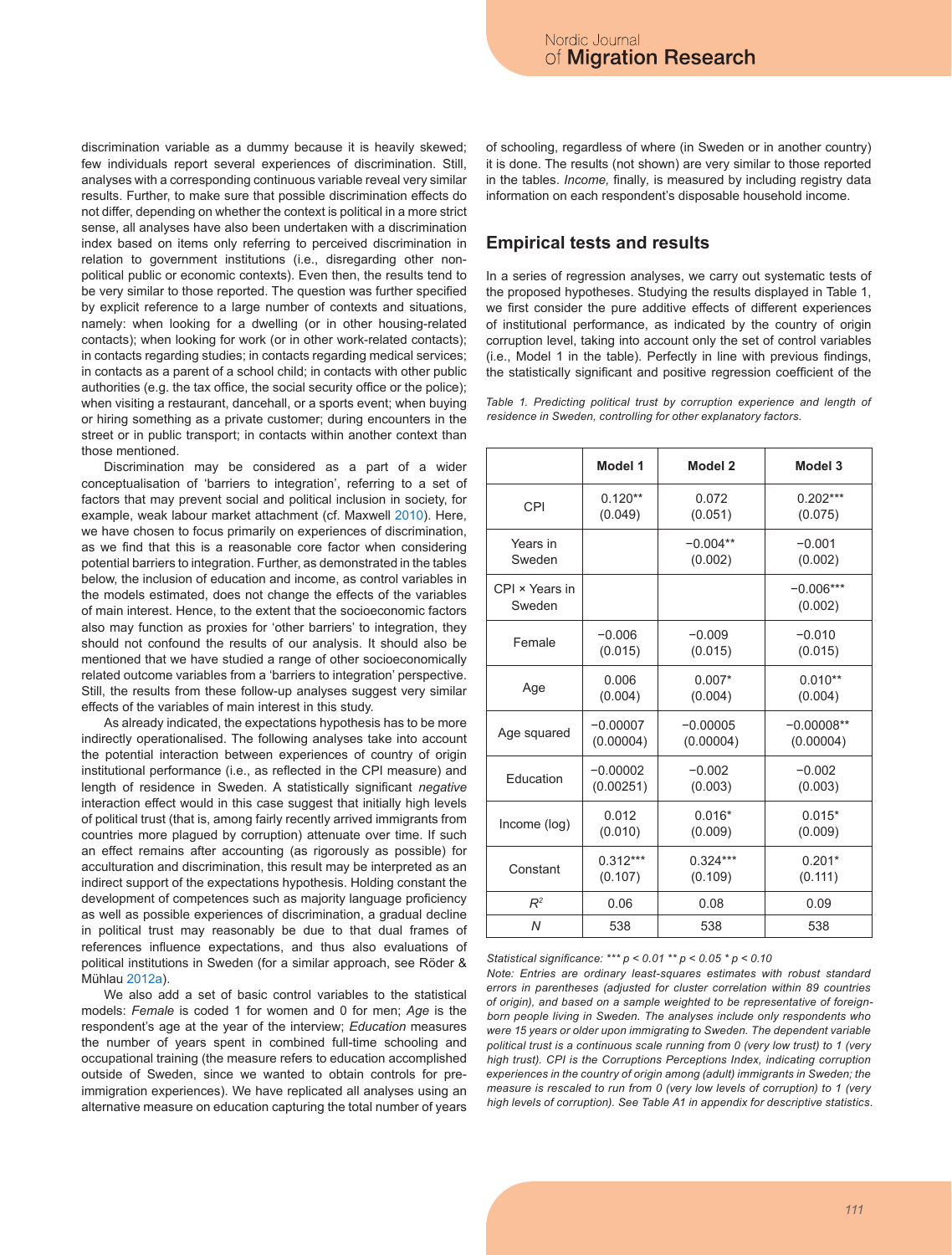discrimination variable as a dummy because it is heavily skewed; few individuals report several experiences of discrimination. Still, analyses with a corresponding continuous variable reveal very similar results. Further, to make sure that possible discrimination effects do not differ, depending on whether the context is political in a more strict sense, all analyses have also been undertaken with a discrimination index based on items only referring to perceived discrimination in relation to government institutions (i.e., disregarding other non-political public or economic contexts). Even then, the results tend to be very similar to those reported. The question was further specified by explicit reference to a large number of contexts and situations, namely: when looking for a dwelling (or in other housing-related contacts); when looking for work (or in other work-related contacts); in contacts regarding studies; in contacts regarding medical services; in contacts as a parent of a school child; in contacts with other public authorities (e.g. the tax office, the social security office or the police); when visiting a restaurant, dancehall, or a sports event; when buying or hiring something as a private customer; during encounters in the street or in public transport; in contacts within another context than those mentioned.

Discrimination may be considered as a part of a wider conceptualisation of 'barriers to integration', referring to a set of factors that may prevent social and political inclusion in society, for example, weak labour market attachment (cf. Maxwell 2010). Here, we have chosen to focus primarily on experiences of discrimination, as we find that this is a reasonable core factor when considering potential barriers to integration. Further, as demonstrated in the tables below, the inclusion of education and income, as control variables in the models estimated, does not change the effects of the variables of main interest. Hence, to the extent that the socioeconomic factors also may function as proxies for 'other barriers' to integration, they should not confound the results of our analysis. It should also be mentioned that we have studied a range of other socioeconomically related outcome variables from a 'barriers to integration' perspective. Still, the results from these follow-up analyses suggest very similar effects of the variables of main interest in this study.

As already indicated, the expectations hypothesis has to be more indirectly operationalised. The following analyses take into account the potential interaction between experiences of country of origin institutional performance (i.e., as reflected in the CPI measure) and length of residence in Sweden. A statistically significant *negative* interaction effect would in this case suggest that initially high levels of political trust (that is, among fairly recently arrived immigrants from countries more plagued by corruption) attenuate over time. If such an effect remains after accounting (as rigorously as possible) for acculturation and discrimination, this result may be interpreted as an indirect support of the expectations hypothesis. Holding constant the development of competences such as majority language proficiency as well as possible experiences of discrimination, a gradual decline in political trust may reasonably be due to that dual frames of references influence expectations, and thus also evaluations of political institutions in Sweden (for a similar approach, see Röder & Mühlau 2012a).

We also add a set of basic control variables to the statistical models: *Female* is coded 1 for women and 0 for men; *Age* is the respondent's age at the year of the interview; *Education* measures the number of years spent in combined full-time schooling and occupational training (the measure refers to education accomplished outside of Sweden, since we wanted to obtain controls for pre-immigration experiences). We have replicated all analyses using an alternative measure on education capturing the total number of years of schooling, regardless of where (in Sweden or in another country) it is done. The results (not shown) are very similar to those reported in the tables. *Income,* finally, is measured by including registry data information on each respondent's disposable household income.

## Empirical tests and results

In a series of regression analyses, we carry out systematic tests of the proposed hypotheses. Studying the results displayed in Table 1, we first consider the pure additive effects of different experiences of institutional performance, as indicated by the country of origin corruption level, taking into account only the set of control variables (i.e., Model 1 in the table). Perfectly in line with previous findings, the statistically significant and positive regression coefficient of the

*Table 1. Predicting political trust by corruption experience and length of residence in Sweden, controlling for other explanatory factors.*

| | Model 1 | Model 2 | Model 3 |
|---|---|---|---|
| CPI | 0.120** (0.049) | 0.072 (0.051) | 0.202*** (0.075) |
| Years in Sweden | | −0.004** (0.002) | −0.001 (0.002) |
| CPI × Years in Sweden | | | −0.006*** (0.002) |
| Female | −0.006 (0.015) | −0.009 (0.015) | −0.010 (0.015) |
| Age | 0.006 (0.004) | 0.007* (0.004) | 0.010** (0.004) |
| Age squared | −0.00007 (0.00004) | −0.00005 (0.00004) | −0.00008** (0.00004) |
| Education | −0.00002 (0.00251) | −0.002 (0.003) | −0.002 (0.003) |
| Income (log) | 0.012 (0.010) | 0.016* (0.009) | 0.015* (0.009) |
| Constant | 0.312*** (0.107) | 0.324*** (0.109) | 0.201* (0.111) |
| $R^2$ | 0.06 | 0.08 | 0.09 |
| *N* | 538 | 538 | 538 |

*Statistical significance: \*\*\* p < 0.01 \*\* p < 0.05 \* p < 0.10*

*Note: Entries are ordinary least-squares estimates with robust standard errors in parentheses (adjusted for cluster correlation within 89 countries of origin), and based on a sample weighted to be representative of foreign-born people living in Sweden. The analyses include only respondents who were 15 years or older upon immigrating to Sweden. The dependent variable political trust is a continuous scale running from 0 (very low trust) to 1 (very high trust). CPI is the Corruptions Perceptions Index, indicating corruption experiences in the country of origin among (adult) immigrants in Sweden; the measure is rescaled to run from 0 (very low levels of corruption) to 1 (very high levels of corruption). See Table A1 in appendix for descriptive statistics.*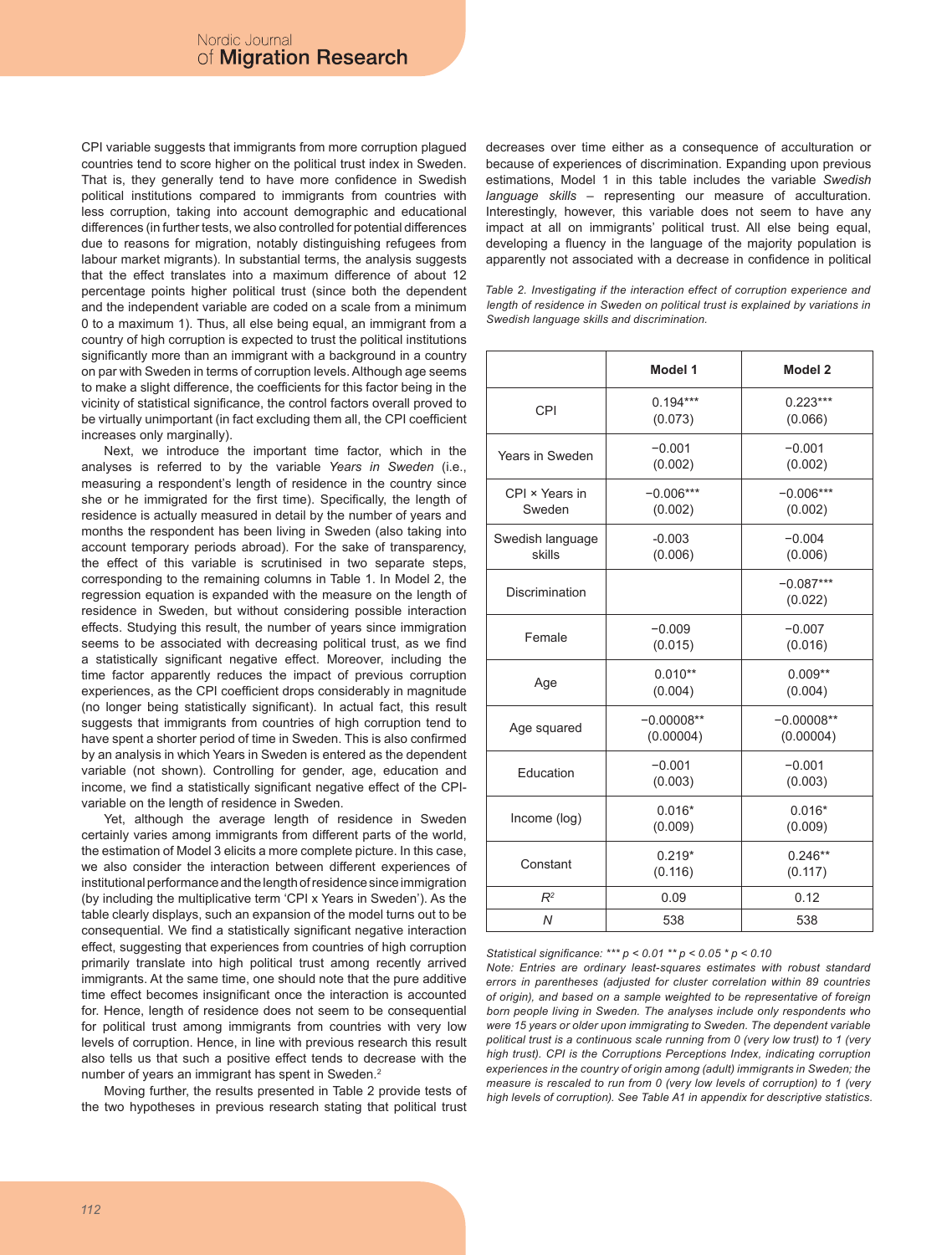CPI variable suggests that immigrants from more corruption plagued countries tend to score higher on the political trust index in Sweden. That is, they generally tend to have more confidence in Swedish political institutions compared to immigrants from countries with less corruption, taking into account demographic and educational differences (in further tests, we also controlled for potential differences due to reasons for migration, notably distinguishing refugees from labour market migrants). In substantial terms, the analysis suggests that the effect translates into a maximum difference of about 12 percentage points higher political trust (since both the dependent and the independent variable are coded on a scale from a minimum 0 to a maximum 1). Thus, all else being equal, an immigrant from a country of high corruption is expected to trust the political institutions significantly more than an immigrant with a background in a country on par with Sweden in terms of corruption levels. Although age seems to make a slight difference, the coefficients for this factor being in the vicinity of statistical significance, the control factors overall proved to be virtually unimportant (in fact excluding them all, the CPI coefficient increases only marginally).

Next, we introduce the important time factor, which in the analyses is referred to by the variable *Years in Sweden* (i.e., measuring a respondent's length of residence in the country since she or he immigrated for the first time). Specifically, the length of residence is actually measured in detail by the number of years and months the respondent has been living in Sweden (also taking into account temporary periods abroad). For the sake of transparency, the effect of this variable is scrutinised in two separate steps, corresponding to the remaining columns in Table 1. In Model 2, the regression equation is expanded with the measure on the length of residence in Sweden, but without considering possible interaction effects. Studying this result, the number of years since immigration seems to be associated with decreasing political trust, as we find a statistically significant negative effect. Moreover, including the time factor apparently reduces the impact of previous corruption experiences, as the CPI coefficient drops considerably in magnitude (no longer being statistically significant). In actual fact, this result suggests that immigrants from countries of high corruption tend to have spent a shorter period of time in Sweden. This is also confirmed by an analysis in which Years in Sweden is entered as the dependent variable (not shown). Controlling for gender, age, education and income, we find a statistically significant negative effect of the CPI-variable on the length of residence in Sweden.

Yet, although the average length of residence in Sweden certainly varies among immigrants from different parts of the world, the estimation of Model 3 elicits a more complete picture. In this case, we also consider the interaction between different experiences of institutional performance and the length of residence since immigration (by including the multiplicative term 'CPI x Years in Sweden'). As the table clearly displays, such an expansion of the model turns out to be consequential. We find a statistically significant negative interaction effect, suggesting that experiences from countries of high corruption primarily translate into high political trust among recently arrived immigrants. At the same time, one should note that the pure additive time effect becomes insignificant once the interaction is accounted for. Hence, length of residence does not seem to be consequential for political trust among immigrants from countries with very low levels of corruption. Hence, in line with previous research this result also tells us that such a positive effect tends to decrease with the number of years an immigrant has spent in Sweden.[2]

Moving further, the results presented in Table 2 provide tests of the two hypotheses in previous research stating that political trust decreases over time either as a consequence of acculturation or because of experiences of discrimination. Expanding upon previous estimations, Model 1 in this table includes the variable *Swedish language skills* – representing our measure of acculturation. Interestingly, however, this variable does not seem to have any impact at all on immigrants' political trust. All else being equal, developing a fluency in the language of the majority population is apparently not associated with a decrease in confidence in political

*Table 2. Investigating if the interaction effect of corruption experience and length of residence in Sweden on political trust is explained by variations in Swedish language skills and discrimination.*

| | Model 1 | Model 2 |
|---|---|---|
| CPI | 0.194*** (0.073) | 0.223*** (0.066) |
| Years in Sweden | −0.001 (0.002) | −0.001 (0.002) |
| CPI × Years in Sweden | −0.006*** (0.002) | −0.006*** (0.002) |
| Swedish language skills | -0.003 (0.006) | −0.004 (0.006) |
| Discrimination | | −0.087*** (0.022) |
| Female | −0.009 (0.015) | −0.007 (0.016) |
| Age | 0.010** (0.004) | 0.009** (0.004) |
| Age squared | −0.00008** (0.00004) | −0.00008** (0.00004) |
| Education | −0.001 (0.003) | −0.001 (0.003) |
| Income (log) | 0.016* (0.009) | 0.016* (0.009) |
| Constant | 0.219* (0.116) | 0.246** (0.117) |
| $R^2$ | 0.09 | 0.12 |
| *N* | 538 | 538 |

*Statistical significance: *** $p < 0.01$ ** $p < 0.05$ * $p < 0.10$*

*Note: Entries are ordinary least-squares estimates with robust standard errors in parentheses (adjusted for cluster correlation within 89 countries of origin), and based on a sample weighted to be representative of foreign born people living in Sweden. The analyses include only respondents who were 15 years or older upon immigrating to Sweden. The dependent variable political trust is a continuous scale running from 0 (very low trust) to 1 (very high trust). CPI is the Corruptions Perceptions Index, indicating corruption experiences in the country of origin among (adult) immigrants in Sweden; the measure is rescaled to run from 0 (very low levels of corruption) to 1 (very high levels of corruption). See Table A1 in appendix for descriptive statistics.*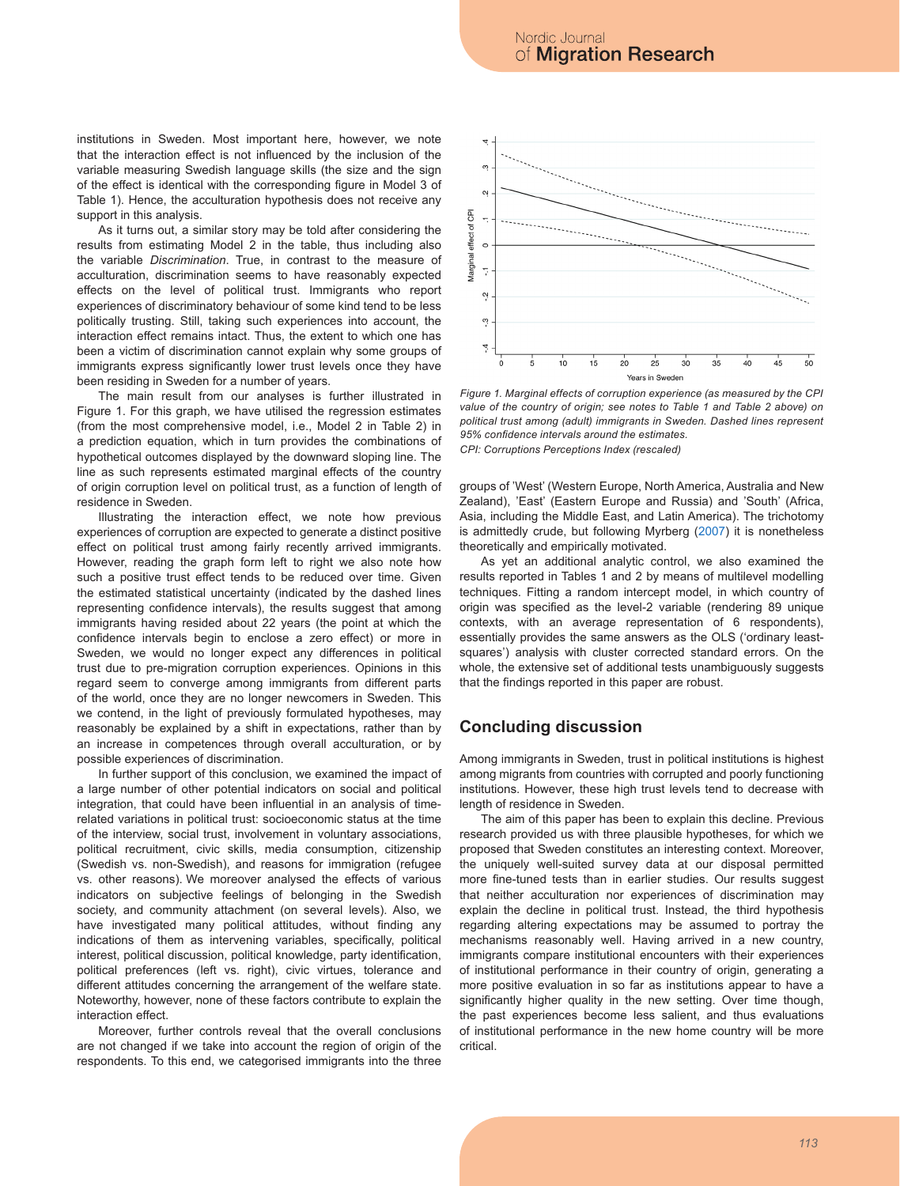institutions in Sweden. Most important here, however, we note that the interaction effect is not influenced by the inclusion of the variable measuring Swedish language skills (the size and the sign of the effect is identical with the corresponding figure in Model 3 of Table 1). Hence, the acculturation hypothesis does not receive any support in this analysis.

As it turns out, a similar story may be told after considering the results from estimating Model 2 in the table, thus including also the variable *Discrimination*. True, in contrast to the measure of acculturation, discrimination seems to have reasonably expected effects on the level of political trust. Immigrants who report experiences of discriminatory behaviour of some kind tend to be less politically trusting. Still, taking such experiences into account, the interaction effect remains intact. Thus, the extent to which one has been a victim of discrimination cannot explain why some groups of immigrants express significantly lower trust levels once they have been residing in Sweden for a number of years.

The main result from our analyses is further illustrated in Figure 1. For this graph, we have utilised the regression estimates (from the most comprehensive model, i.e., Model 2 in Table 2) in a prediction equation, which in turn provides the combinations of hypothetical outcomes displayed by the downward sloping line. The line as such represents estimated marginal effects of the country of origin corruption level on political trust, as a function of length of residence in Sweden.

Illustrating the interaction effect, we note how previous experiences of corruption are expected to generate a distinct positive effect on political trust among fairly recently arrived immigrants. However, reading the graph form left to right we also note how such a positive trust effect tends to be reduced over time. Given the estimated statistical uncertainty (indicated by the dashed lines representing confidence intervals), the results suggest that among immigrants having resided about 22 years (the point at which the confidence intervals begin to enclose a zero effect) or more in Sweden, we would no longer expect any differences in political trust due to pre-migration corruption experiences. Opinions in this regard seem to converge among immigrants from different parts of the world, once they are no longer newcomers in Sweden. This we contend, in the light of previously formulated hypotheses, may reasonably be explained by a shift in expectations, rather than by an increase in competences through overall acculturation, or by possible experiences of discrimination.

In further support of this conclusion, we examined the impact of a large number of other potential indicators on social and political integration, that could have been influential in an analysis of time-related variations in political trust: socioeconomic status at the time of the interview, social trust, involvement in voluntary associations, political recruitment, civic skills, media consumption, citizenship (Swedish vs. non-Swedish), and reasons for immigration (refugee vs. other reasons). We moreover analysed the effects of various indicators on subjective feelings of belonging in the Swedish society, and community attachment (on several levels). Also, we have investigated many political attitudes, without finding any indications of them as intervening variables, specifically, political interest, political discussion, political knowledge, party identification, political preferences (left vs. right), civic virtues, tolerance and different attitudes concerning the arrangement of the welfare state. Noteworthy, however, none of these factors contribute to explain the interaction effect.

Moreover, further controls reveal that the overall conclusions are not changed if we take into account the region of origin of the respondents. To this end, we categorised immigrants into the three groups of 'West' (Western Europe, North America, Australia and New Zealand), 'East' (Eastern Europe and Russia) and 'South' (Africa, Asia, including the Middle East, and Latin America). The trichotomy is admittedly crude, but following Myrberg (2007) it is nonetheless theoretically and empirically motivated.

*Figure 1. Marginal effects of corruption experience (as measured by the CPI value of the country of origin; see notes to Table 1 and Table 2 above) on political trust among (adult) immigrants in Sweden. Dashed lines represent 95% confidence intervals around the estimates.*

*CPI: Corruptions Perceptions Index (rescaled)*

As yet an additional analytic control, we also examined the results reported in Tables 1 and 2 by means of multilevel modelling techniques. Fitting a random intercept model, in which country of origin was specified as the level-2 variable (rendering 89 unique contexts, with an average representation of 6 respondents), essentially provides the same answers as the OLS ('ordinary least-squares') analysis with cluster corrected standard errors. On the whole, the extensive set of additional tests unambiguously suggests that the findings reported in this paper are robust.

## Concluding discussion

Among immigrants in Sweden, trust in political institutions is highest among migrants from countries with corrupted and poorly functioning institutions. However, these high trust levels tend to decrease with length of residence in Sweden.

The aim of this paper has been to explain this decline. Previous research provided us with three plausible hypotheses, for which we proposed that Sweden constitutes an interesting context. Moreover, the uniquely well-suited survey data at our disposal permitted more fine-tuned tests than in earlier studies. Our results suggest that neither acculturation nor experiences of discrimination may explain the decline in political trust. Instead, the third hypothesis regarding altering expectations may be assumed to portray the mechanisms reasonably well. Having arrived in a new country, immigrants compare institutional encounters with their experiences of institutional performance in their country of origin, generating a more positive evaluation in so far as institutions appear to have a significantly higher quality in the new setting. Over time though, the past experiences become less salient, and thus evaluations of institutional performance in the new home country will be more critical.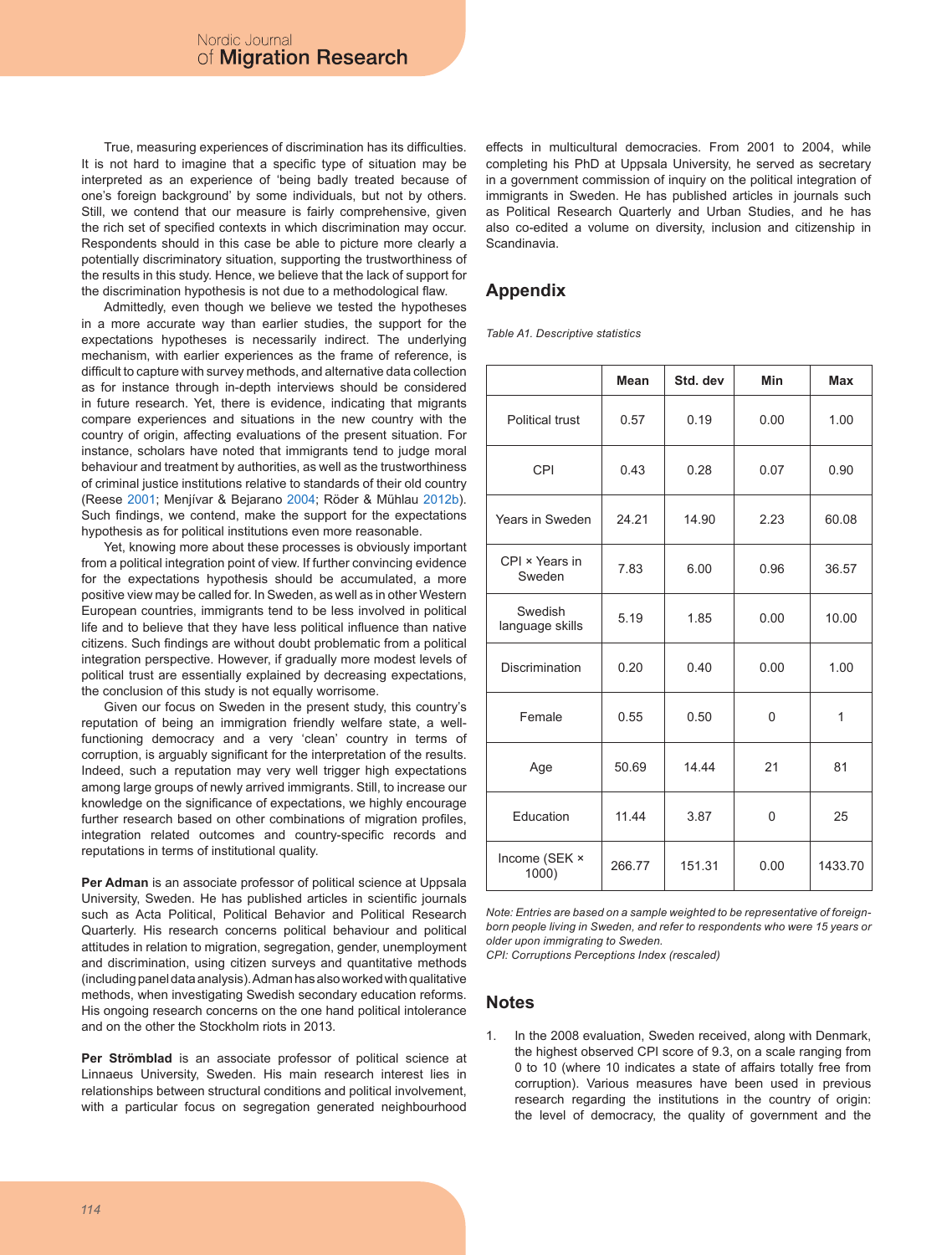True, measuring experiences of discrimination has its difficulties. It is not hard to imagine that a specific type of situation may be interpreted as an experience of 'being badly treated because of one's foreign background' by some individuals, but not by others. Still, we contend that our measure is fairly comprehensive, given the rich set of specified contexts in which discrimination may occur. Respondents should in this case be able to picture more clearly a potentially discriminatory situation, supporting the trustworthiness of the results in this study. Hence, we believe that the lack of support for the discrimination hypothesis is not due to a methodological flaw.

Admittedly, even though we believe we tested the hypotheses in a more accurate way than earlier studies, the support for the expectations hypothesis is necessarily indirect. The underlying mechanism, with earlier experiences as the frame of reference, is difficult to capture with survey methods, and alternative data collection as for instance through in-depth interviews should be considered in future research. Yet, there is evidence, indicating that migrants compare experiences and situations in the new country with the country of origin, affecting evaluations of the present situation. For instance, scholars have noted that immigrants tend to judge moral behaviour and treatment by authorities, as well as the trustworthiness of criminal justice institutions relative to standards of their old country (Reese 2001; Menjívar & Bejarano 2004; Röder & Mühlau 2012b). Such findings, we contend, make the support for the expectations hypothesis as for political institutions even more reasonable.

Yet, knowing more about these processes is obviously important from a political integration point of view. If further convincing evidence for the expectations hypothesis should be accumulated, a more positive view may be called for. In Sweden, as well as in other Western European countries, immigrants tend to be less involved in political life and to believe that they have less political influence than native citizens. Such findings are without doubt problematic from a political integration perspective. However, if gradually more modest levels of political trust are essentially explained by decreasing expectations, the conclusion of this study is not equally worrisome.

Given our focus on Sweden in the present study, this country's reputation of being an immigration friendly welfare state, a well-functioning democracy and a very 'clean' country in terms of corruption, is arguably significant for the interpretation of the results. Indeed, such a reputation may very well trigger high expectations among large groups of newly arrived immigrants. Still, to increase our knowledge on the significance of expectations, we highly encourage further research based on other combinations of migration profiles, integration related outcomes and country-specific records and reputations in terms of institutional quality.

**Per Adman** is an associate professor of political science at Uppsala University, Sweden. He has published articles in scientific journals such as Acta Political, Political Behavior and Political Research Quarterly. His research concerns political behaviour and political attitudes in relation to migration, segregation, gender, unemployment and discrimination, using citizen surveys and quantitative methods (including panel data analysis). Adman has also worked with qualitative methods, when investigating Swedish secondary education reforms. His ongoing research concerns on the one hand political intolerance and on the other the Stockholm riots in 2013.

**Per Strömblad** is an associate professor of political science at Linnaeus University, Sweden. His main research interest lies in relationships between structural conditions and political involvement, with a particular focus on segregation generated neighbourhood effects in multicultural democracies. From 2001 to 2004, while completing his PhD at Uppsala University, he served as secretary in a government commission of inquiry on the political integration of immigrants in Sweden. He has published articles in journals such as Political Research Quarterly and Urban Studies, and he has also co-edited a volume on diversity, inclusion and citizenship in Scandinavia.

## Appendix

*Table A1. Descriptive statistics*

| | Mean | Std. dev | Min | Max |
|---|---|---|---|---|
| Political trust | 0.57 | 0.19 | 0.00 | 1.00 |
| CPI | 0.43 | 0.28 | 0.07 | 0.90 |
| Years in Sweden | 24.21 | 14.90 | 2.23 | 60.08 |
| CPI × Years in Sweden | 7.83 | 6.00 | 0.96 | 36.57 |
| Swedish language skills | 5.19 | 1.85 | 0.00 | 10.00 |
| Discrimination | 0.20 | 0.40 | 0.00 | 1.00 |
| Female | 0.55 | 0.50 | 0 | 1 |
| Age | 50.69 | 14.44 | 21 | 81 |
| Education | 11.44 | 3.87 | 0 | 25 |
| Income (SEK × 1000) | 266.77 | 151.31 | 0.00 | 1433.70 |

*Note: Entries are based on a sample weighted to be representative of foreign-born people living in Sweden, and refer to respondents who were 15 years or older upon immigrating to Sweden.*
*CPI: Corruptions Perceptions Index (rescaled)*

## Notes

1. In the 2008 evaluation, Sweden received, along with Denmark, the highest observed CPI score of 9.3, on a scale ranging from 0 to 10 (where 10 indicates a state of affairs totally free from corruption). Various measures have been used in previous research regarding the institutions in the country of origin: the level of democracy, the quality of government and the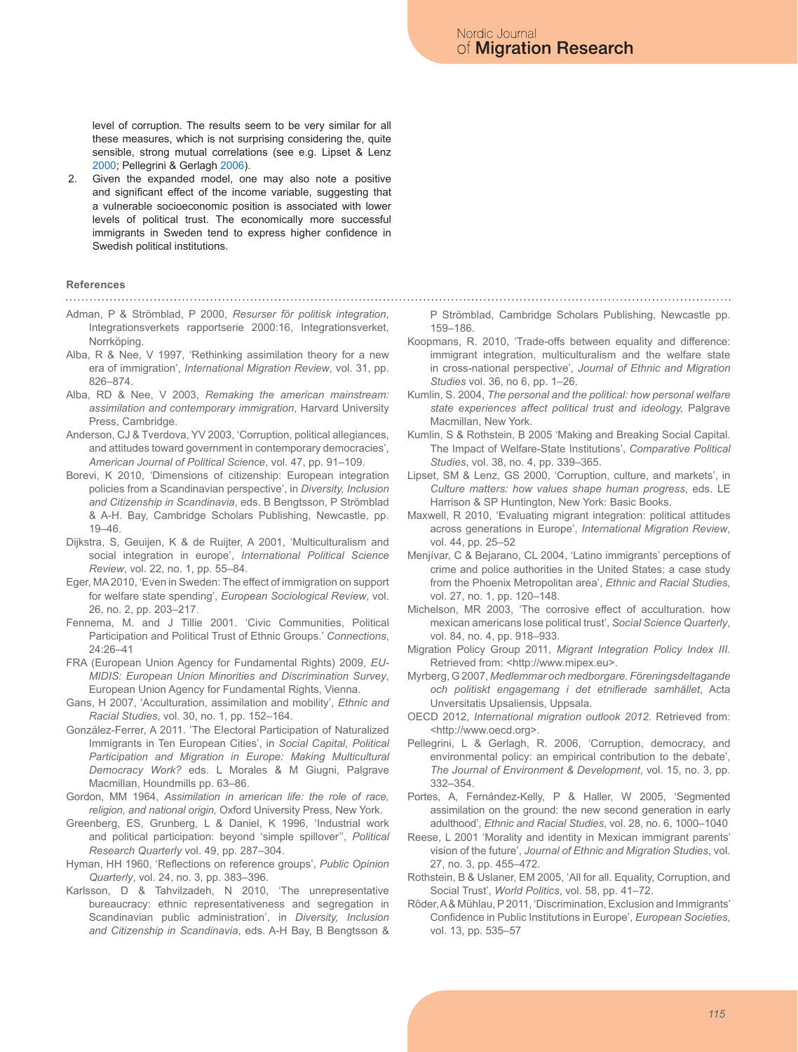level of corruption. The results seem to be very similar for all these measures, which is not surprising considering the, quite sensible, strong mutual correlations (see e.g. Lipset & Lenz 2000; Pellegrini & Gerlagh 2006).

2. Given the expanded model, one may also note a positive and significant effect of the income variable, suggesting that a vulnerable socioeconomic position is associated with lower levels of political trust. The economically more successful immigrants in Sweden tend to express higher confidence in Swedish political institutions.

## References

Adman, P & Strömblad, P 2000, *Resurser för politisk integration*, Integrationsverkets rapportserie 2000:16, Integrationsverket, Norrköping.

Alba, R & Nee, V 1997, 'Rethinking assimilation theory for a new era of immigration', *International Migration Review*, vol. 31, pp. 826–874.

Alba, RD & Nee, V 2003, *Remaking the american mainstream: assimilation and contemporary immigration*, Harvard University Press, Cambridge.

Anderson, CJ & Tverdova, YV 2003, 'Corruption, political allegiances, and attitudes toward government in contemporary democracies', *American Journal of Political Science*, vol. 47, pp. 91–109.

Borevi, K 2010, 'Dimensions of citizenship: European integration policies from a Scandinavian perspective', in *Diversity, Inclusion and Citizenship in Scandinavia*, eds. B Bengtsson, P Strömblad & A-H. Bay, Cambridge Scholars Publishing, Newcastle, pp. 19–46.

Dijkstra, S, Geuijen, K & de Ruijter, A 2001, 'Multiculturalism and social integration in europe', *International Political Science Review*, vol. 22, no. 1, pp. 55–84.

Eger, MA 2010, 'Even in Sweden: The effect of immigration on support for welfare state spending', *European Sociological Review*, vol. 26, no. 2, pp. 203–217.

Fennema, M. and J Tillie 2001. 'Civic Communities, Political Participation and Political Trust of Ethnic Groups.' *Connections*, 24:26–41

FRA (European Union Agency for Fundamental Rights) 2009, *EU-MIDIS: European Union Minorities and Discrimination Survey*, European Union Agency for Fundamental Rights, Vienna.

Gans, H 2007, 'Acculturation, assimilation and mobility', *Ethnic and Racial Studies*, vol. 30, no. 1, pp. 152–164.

González-Ferrer, A 2011. 'The Electoral Participation of Naturalized Immigrants in Ten European Cities', in *Social Capital, Political Participation and Migration in Europe: Making Multicultural Democracy Work?* eds. L Morales & M Giugni, Palgrave Macmillan, Houndmills pp. 63–86.

Gordon, MM 1964, *Assimilation in american life: the role of race, religion, and national origin,* Oxford University Press, New York.

Greenberg, ES, Grunberg, L & Daniel, K 1996, 'Industrial work and political participation: beyond 'simple spillover'', *Political Research Quarterly* vol. 49, pp. 287–304.

Hyman, HH 1960, 'Reflections on reference groups', *Public Opinion Quarterly*, vol. 24, no. 3, pp. 383–396.

Karlsson, D & Tahvilzadeh, N 2010, 'The unrepresentative bureaucracy: ethnic representativeness and segregation in Scandinavian public administration', in *Diversity, Inclusion and Citizenship in Scandinavia*, eds. A-H Bay, B Bengtsson & P Strömblad, Cambridge Scholars Publishing, Newcastle pp. 159–186.

Koopmans, R. 2010, 'Trade-offs between equality and difference: immigrant integration, multiculturalism and the welfare state in cross-national perspective', *Journal of Ethnic and Migration Studies* vol. 36, no 6, pp. 1–26.

Kumlin, S. 2004, *The personal and the political: how personal welfare state experiences affect political trust and ideology,* Palgrave Macmillan, New York.

Kumlin, S & Rothstein, B 2005 'Making and Breaking Social Capital. The Impact of Welfare-State Institutions', *Comparative Political Studies*, vol. 38, no. 4, pp. 339–365.

Lipset, SM & Lenz, GS 2000, 'Corruption, culture, and markets', in *Culture matters: how values shape human progress*, eds. LE Harrison & SP Huntington, New York: Basic Books.

Maxwell, R 2010, 'Evaluating migrant integration: political attitudes across generations in Europe', *International Migration Review*, vol. 44, pp. 25–52

Menjívar, C & Bejarano, CL 2004, 'Latino immigrants' perceptions of crime and police authorities in the United States: a case study from the Phoenix Metropolitan area', *Ethnic and Racial Studies*, vol. 27, no. 1, pp. 120–148.

Michelson, MR 2003, 'The corrosive effect of acculturation. how mexican americans lose political trust', *Social Science Quarterly*, vol. 84, no. 4, pp. 918–933.

Migration Policy Group 2011, *Migrant Integration Policy Index III.* Retrieved from: <http://www.mipex.eu>.

Myrberg, G 2007, *Medlemmar och medborgare. Föreningsdeltagande och politiskt engagemang i det etnifierade samhället*, Acta Unversitatis Upsaliensis, Uppsala.

OECD 2012, *International migration outlook 2012*. Retrieved from: <http://www.oecd.org>.

Pellegrini, L & Gerlagh, R. 2006, 'Corruption, democracy, and environmental policy: an empirical contribution to the debate', *The Journal of Environment & Development*, vol. 15, no. 3, pp. 332–354.

Portes, A, Fernández-Kelly, P & Haller, W 2005, 'Segmented assimilation on the ground: the new second generation in early adulthood', *Ethnic and Racial Studies*, vol. 28, no. 6, 1000–1040

Reese, L 2001 'Morality and identity in Mexican immigrant parents' vision of the future', *Journal of Ethnic and Migration Studies*, vol. 27, no. 3, pp. 455–472.

Rothstein, B & Uslaner, EM 2005, 'All for all. Equality, Corruption, and Social Trust', *World Politics*, vol. 58, pp. 41–72.

Röder, A & Mühlau, P 2011, 'Discrimination, Exclusion and Immigrants' Confidence in Public Institutions in Europe', *European Societies*, vol. 13, pp. 535–57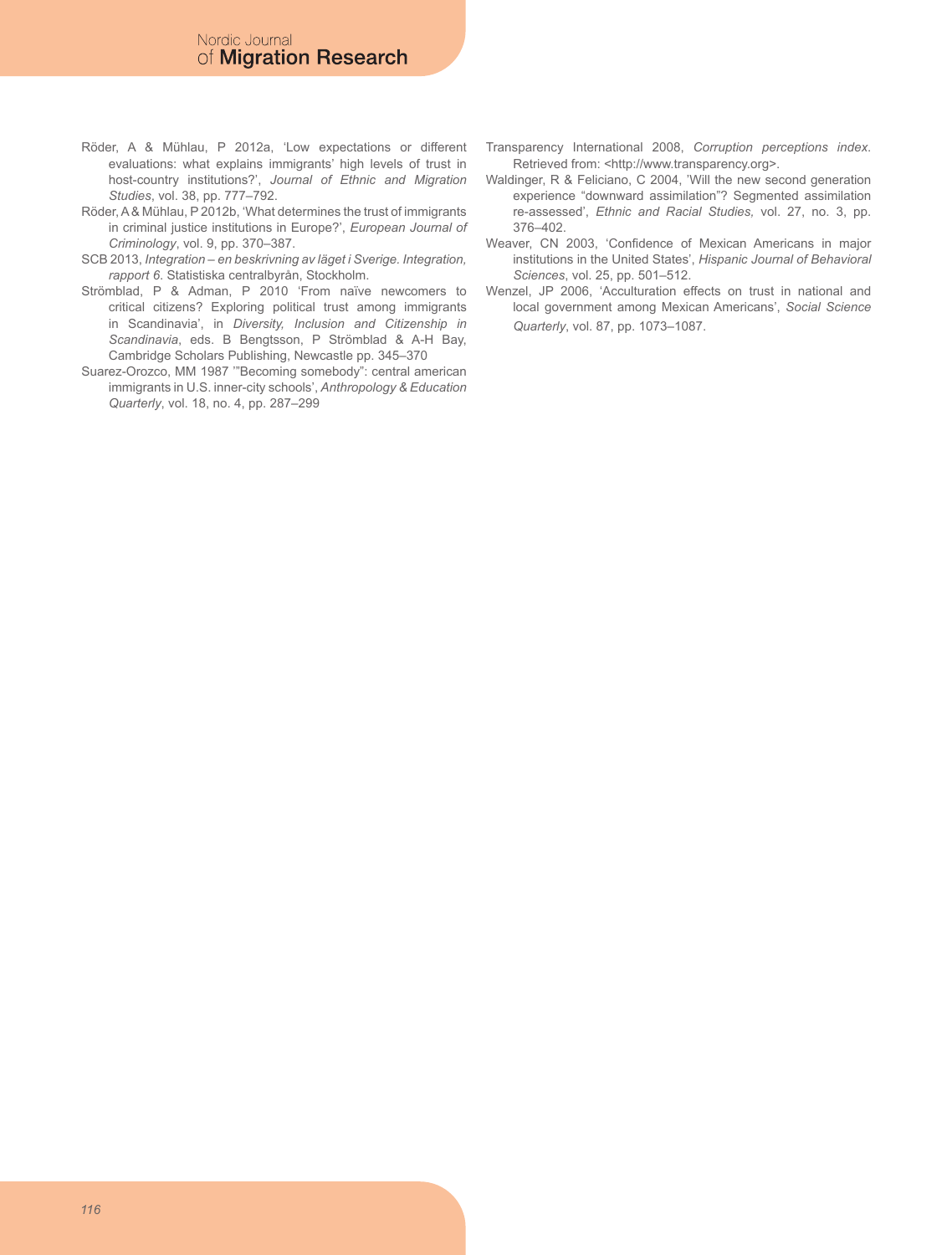Röder, A & Mühlau, P 2012a, 'Low expectations or different evaluations: what explains immigrants' high levels of trust in host-country institutions?', *Journal of Ethnic and Migration Studies*, vol. 38, pp. 777–792.

Röder, A & Mühlau, P 2012b, 'What determines the trust of immigrants in criminal justice institutions in Europe?', *European Journal of Criminology*, vol. 9, pp. 370–387.

SCB 2013, *Integration – en beskrivning av läget i Sverige. Integration, rapport 6*. Statistiska centralbyrån, Stockholm.

Strömblad, P & Adman, P 2010 'From naïve newcomers to critical citizens? Exploring political trust among immigrants in Scandinavia', in *Diversity, Inclusion and Citizenship in Scandinavia*, eds. B Bengtsson, P Strömblad & A-H Bay, Cambridge Scholars Publishing, Newcastle pp. 345–370

Suarez-Orozco, MM 1987 '"Becoming somebody": central american immigrants in U.S. inner-city schools', *Anthropology & Education Quarterly*, vol. 18, no. 4, pp. 287–299

Transparency International 2008, *Corruption perceptions index*. Retrieved from: <http://www.transparency.org>.

Waldinger, R & Feliciano, C 2004, 'Will the new second generation experience "downward assimilation"? Segmented assimilation re-assessed', *Ethnic and Racial Studies,* vol. 27, no. 3, pp. 376–402.

Weaver, CN 2003, 'Confidence of Mexican Americans in major institutions in the United States', *Hispanic Journal of Behavioral Sciences*, vol. 25, pp. 501–512.

Wenzel, JP 2006, 'Acculturation effects on trust in national and local government among Mexican Americans', *Social Science Quarterly*, vol. 87, pp. 1073–1087.